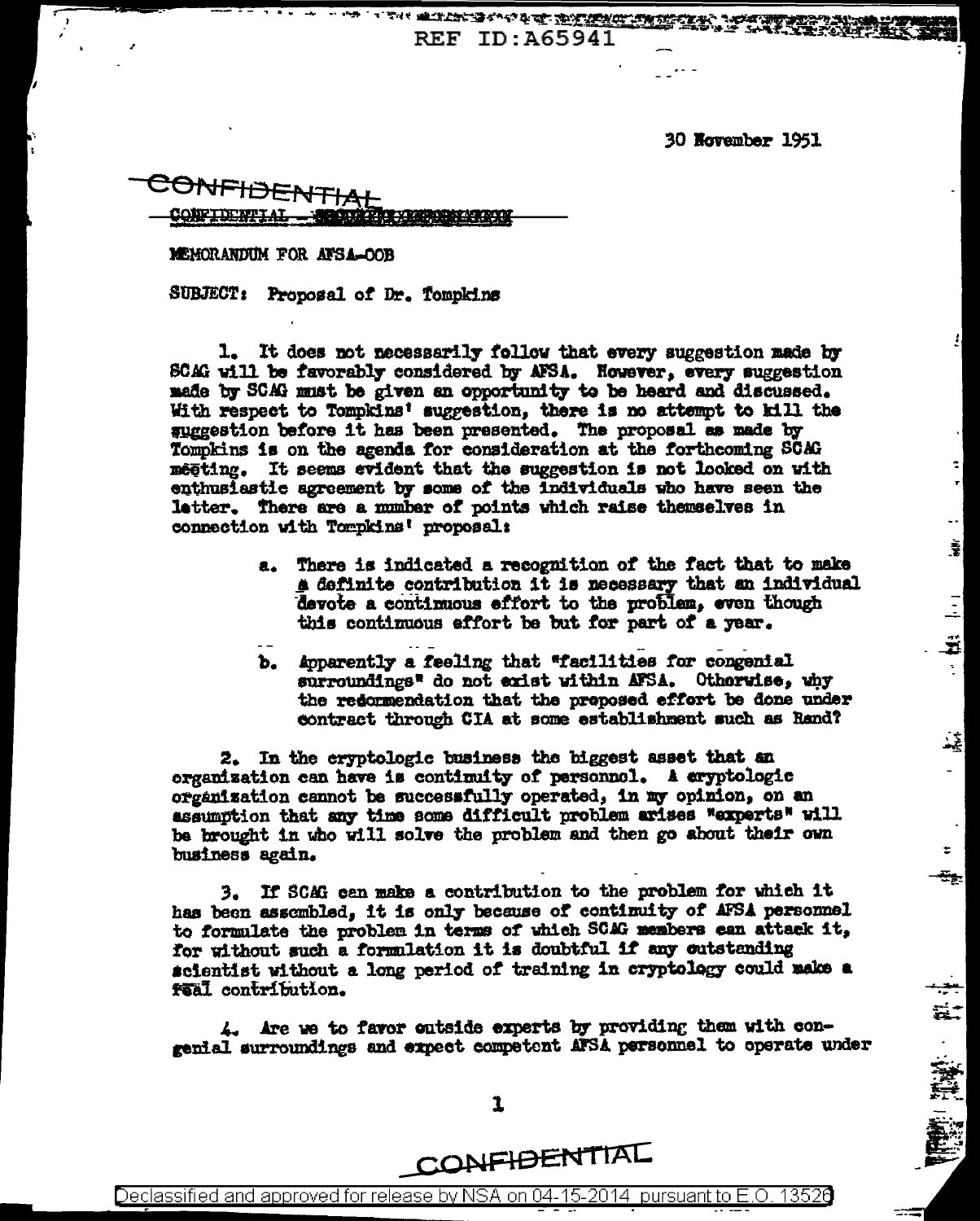REF ID:A65941

30 November 1951

CONFIDENTIAL

CONFIDENTIAL

MEMORANDUM FOR AFSA-OOB

SUBJECT: Proposal of Dr. Tompkins

1. It does not necessarily follow that every suggestion made by SCAG will be favorably considered by AFSA. However, every suggestion made by SCAG must be given an opportunity to be heard and discussed. With respect to Tompkins' suggestion, there is no attempt to kill the suggestion before it has been presented. The proposal as made by Tompkins is on the agenda for consideration at the forthcoming SCAG meeting. It seems evident that the suggestion is not looked on with enthusiastic agreement by some of the individuals who have seen the letter. There are a number of points which raise themselves in connection with Tompkins' proposal:

   a. There is indicated a recognition of the fact that to make a definite contribution it is necessary that an individual devote a continuous effort to the problem, even though this continuous effort be but for part of a year.

   b. Apparently a feeling that "facilities for congenial surroundings" do not exist within AFSA. Otherwise, why the recommendation that the proposed effort be done under contract through CIA at some establishment such as Rand?

2. In the cryptologic business the biggest asset that an organization can have is continuity of personnel. A cryptologic organization cannot be successfully operated, in my opinion, on an assumption that any time some difficult problem arises "experts" will be brought in who will solve the problem and then go about their own business again.

3. If SCAG can make a contribution to the problem for which it has been assembled, it is only because of continuity of AFSA personnel to formulate the problem in terms of which SCAG members can attack it, for without such a formulation it is doubtful if any outstanding scientist without a long period of training in cryptology could make a real contribution.

4. Are we to favor outside experts by providing them with congenial surroundings and expect competent AFSA personnel to operate under

CONFIDENTIAL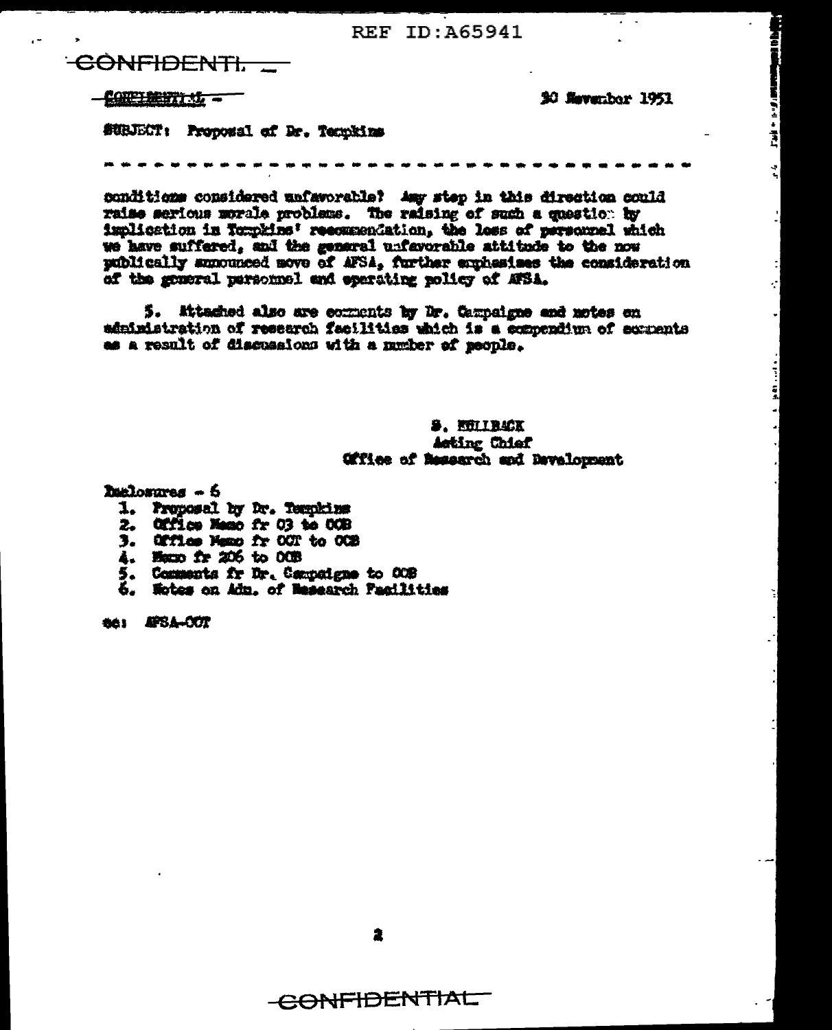REF ID:A65941

CONFIDENTIAL

CONFIDENTIAL

30 November 1951

SUBJECT: Proposal of Dr. Tompkins

- - - - - - - - - - - - - - - - - - - - - - - - - - - - - - - - -

conditions considered unfavorable? Any step in this direction could raise serious morale problems. The raising of such a question by implication in Tompkins' recommendation, the loss of personnel which we have suffered, and the general unfavorable attitude to the now publically announced move of AFSA, further emphasizes the consideration of the general personnel and operating policy of AFSA.

5. Attached also are comments by Dr. Campaigne and notes on administration of research facilities which is a compendium of comments as a result of discussions with a number of people.

S. KULLBACK
Acting Chief
Office of Research and Development

Inclosures - 6

1. Proposal by Dr. Tompkins
2. Office Memo fr 03 to OCB
3. Office Memo fr OCT to OCB
4. Memo fr 206 to OCB
5. Comments fr Dr. Campaigne to OCB
6. Notes on Adm. of Research Facilities

cc: AFSA-OCT

CONFIDENTIAL